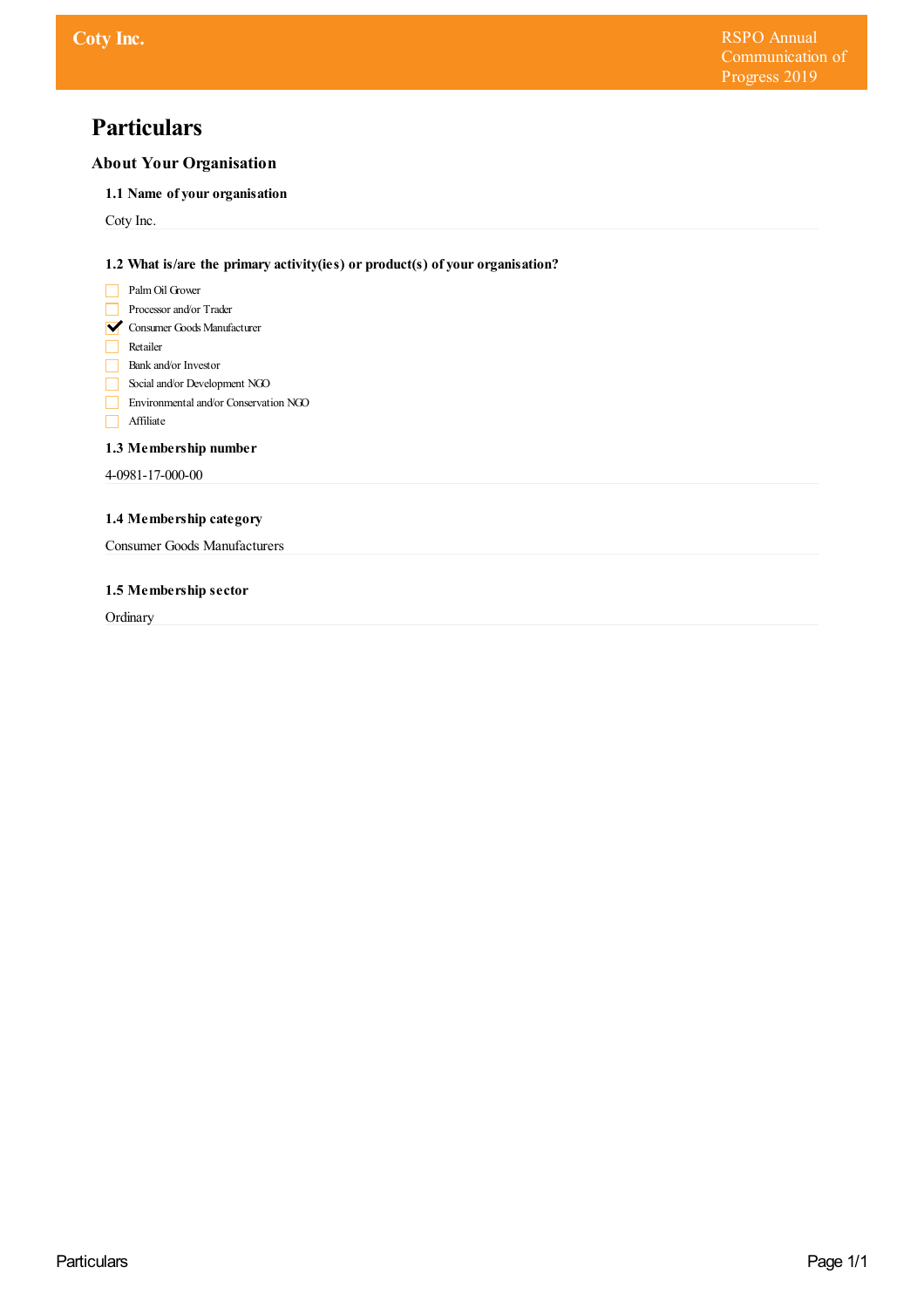# Particulars

## About Your Organisation

### 1.1 Name of your organisation

Coty Inc.

### 1.2 What is/are the primary activity(ies) or product(s) of your organisation?

- [ ] Palm Oil Grower
- [ ] Processor and/or Trader
- [x] Consumer Goods Manufacturer
- [ ] Retailer
- [ ] Bank and/or Investor
- [ ] Social and/or Development NGO
- [ ] Environmental and/or Conservation NGO
- [ ] Affiliate

### 1.3 Membership number

4-0981-17-000-00

### 1.4 Membership category

Consumer Goods Manufacturers

### 1.5 Membership sector

Ordinary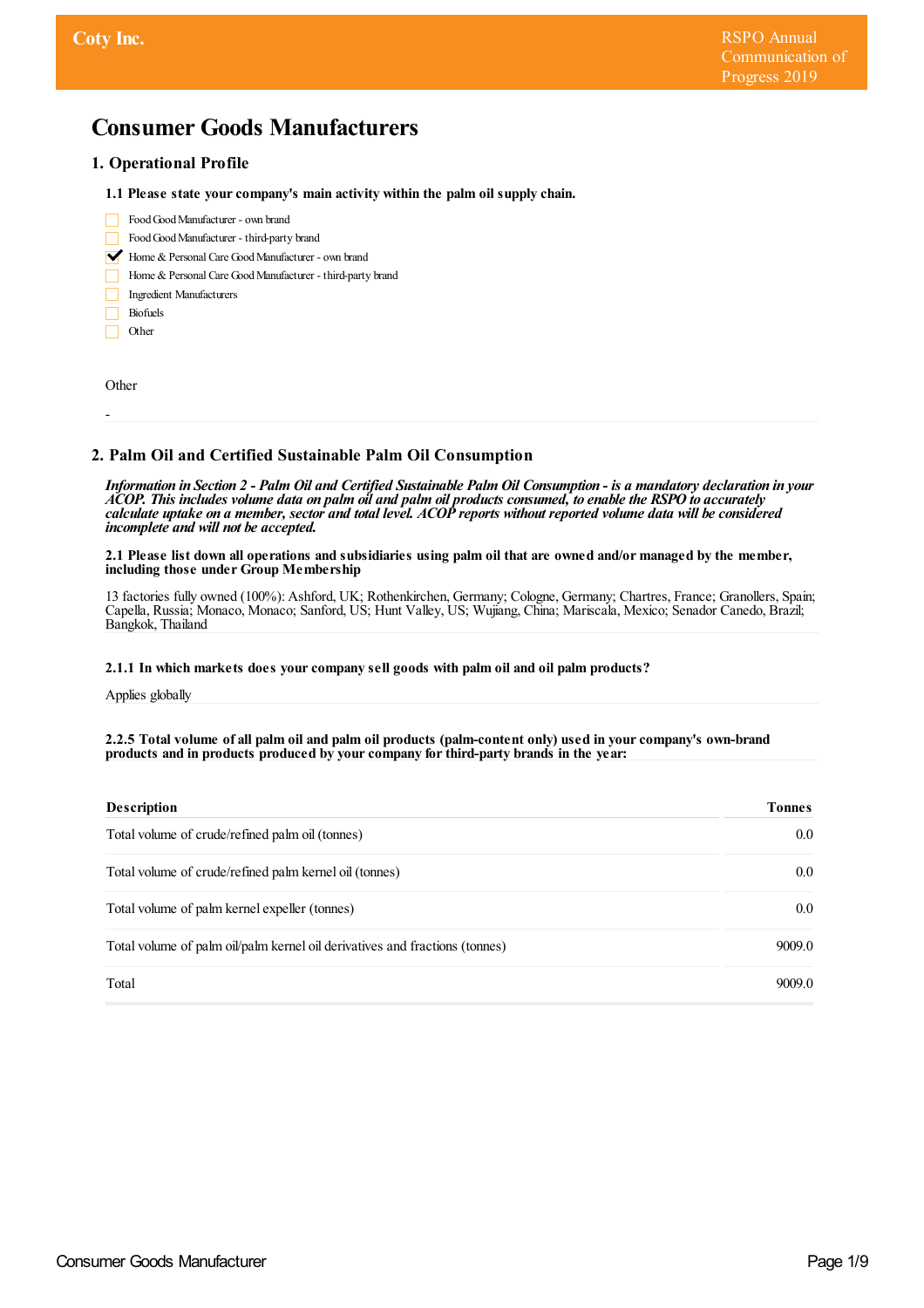# Consumer Goods Manufacturers

## 1. Operational Profile

### 1.1 Please state your company's main activity within the palm oil supply chain.

- [ ] Food Good Manufacturer - own brand
- [ ] Food Good Manufacturer - third-party brand
- [x] Home & Personal Care Good Manufacturer - own brand
- [ ] Home & Personal Care Good Manufacturer - third-party brand
- [ ] Ingredient Manufacturers
- [ ] Biofuels
- [ ] Other

Other

-

## 2. Palm Oil and Certified Sustainable Palm Oil Consumption

***Information in Section 2 - Palm Oil and Certified Sustainable Palm Oil Consumption - is a mandatory declaration in your ACOP. This includes volume data on palm oil and palm oil products consumed, to enable the RSPO to accurately calculate uptake on a member, sector and total level. ACOP reports without reported volume data will be considered incomplete and will not be accepted.***

### 2.1 Please list down all operations and subsidiaries using palm oil that are owned and/or managed by the member, including those under Group Membership

13 factories fully owned (100%): Ashford, UK; Rothenkirchen, Germany; Cologne, Germany; Chartres, France; Granollers, Spain; Capella, Russia; Monaco, Monaco; Sanford, US; Hunt Valley, US; Wujiang, China; Mariscala, Mexico; Senador Canedo, Brazil; Bangkok, Thailand

### 2.1.1 In which markets does your company sell goods with palm oil and oil palm products?

Applies globally

### 2.2.5 Total volume of all palm oil and palm oil products (palm-content only) used in your company's own-brand products and in products produced by your company for third-party brands in the year:

| Description | Tonnes |
|---|---|
| Total volume of crude/refined palm oil (tonnes) | 0.0 |
| Total volume of crude/refined palm kernel oil (tonnes) | 0.0 |
| Total volume of palm kernel expeller (tonnes) | 0.0 |
| Total volume of palm oil/palm kernel oil derivatives and fractions (tonnes) | 9009.0 |
| Total | 9009.0 |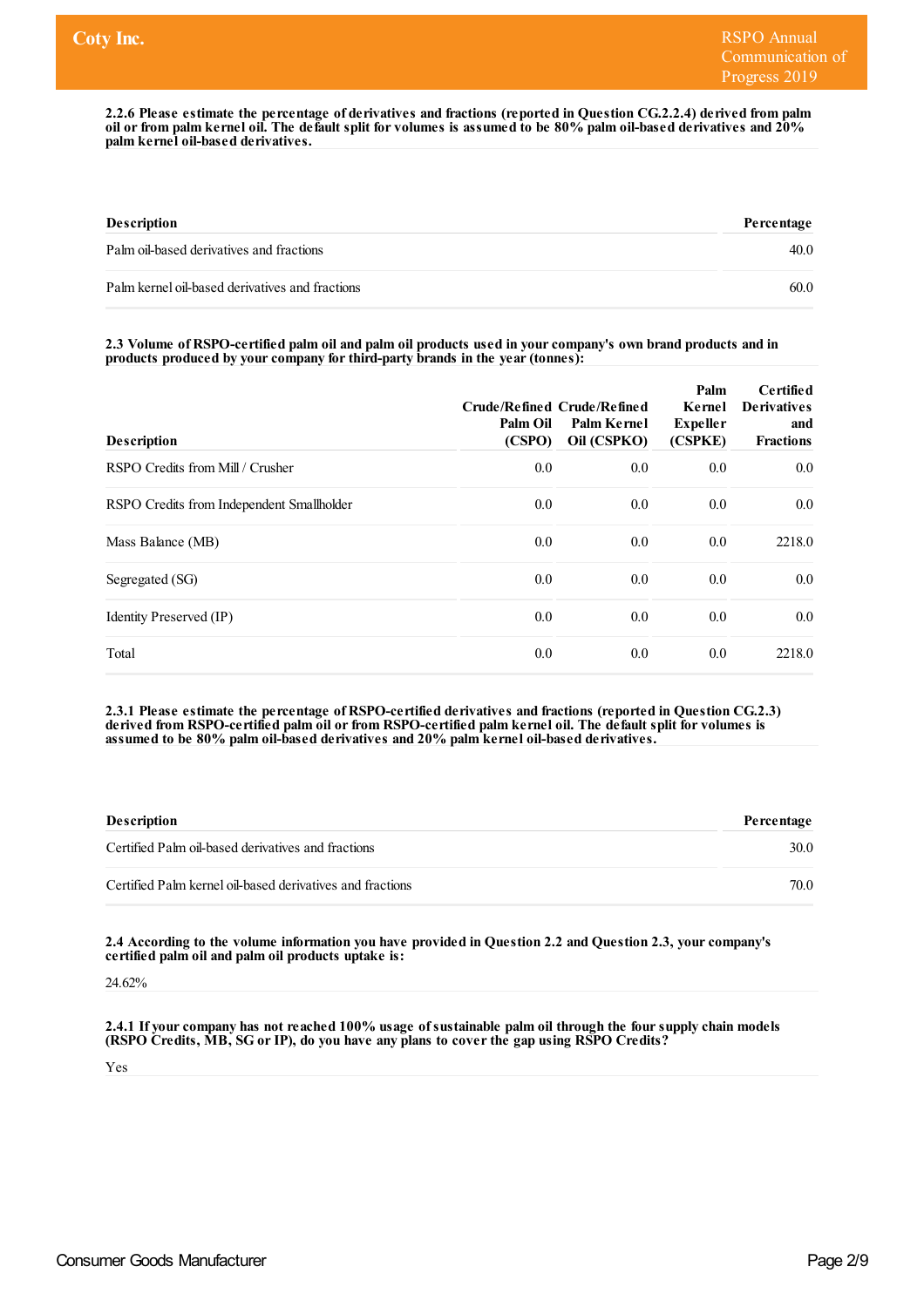**2.2.6 Please estimate the percentage of derivatives and fractions (reported in Question CG.2.2.4) derived from palm oil or from palm kernel oil. The default split for volumes is assumed to be 80% palm oil-based derivatives and 20% palm kernel oil-based derivatives.**

| Description | Percentage |
|---|---|
| Palm oil-based derivatives and fractions | 40.0 |
| Palm kernel oil-based derivatives and fractions | 60.0 |

**2.3 Volume of RSPO-certified palm oil and palm oil products used in your company's own brand products and in products produced by your company for third-party brands in the year (tonnes):**

| Description | Crude/Refined Palm Oil (CSPO) | Crude/Refined Palm Kernel Oil (CSPKO) | Palm Kernel Expeller (CSPKE) | Certified Derivatives and Fractions |
|---|---|---|---|---|
| RSPO Credits from Mill / Crusher | 0.0 | 0.0 | 0.0 | 0.0 |
| RSPO Credits from Independent Smallholder | 0.0 | 0.0 | 0.0 | 0.0 |
| Mass Balance (MB) | 0.0 | 0.0 | 0.0 | 2218.0 |
| Segregated (SG) | 0.0 | 0.0 | 0.0 | 0.0 |
| Identity Preserved (IP) | 0.0 | 0.0 | 0.0 | 0.0 |
| Total | 0.0 | 0.0 | 0.0 | 2218.0 |

**2.3.1 Please estimate the percentage of RSPO-certified derivatives and fractions (reported in Question CG.2.3) derived from RSPO-certified palm oil or from RSPO-certified palm kernel oil. The default split for volumes is assumed to be 80% palm oil-based derivatives and 20% palm kernel oil-based derivatives.**

| Description | Percentage |
|---|---|
| Certified Palm oil-based derivatives and fractions | 30.0 |
| Certified Palm kernel oil-based derivatives and fractions | 70.0 |

**2.4 According to the volume information you have provided in Question 2.2 and Question 2.3, your company's certified palm oil and palm oil products uptake is:**

24.62%

**2.4.1 If your company has not reached 100% usage of sustainable palm oil through the four supply chain models (RSPO Credits, MB, SG or IP), do you have any plans to cover the gap using RSPO Credits?**

Yes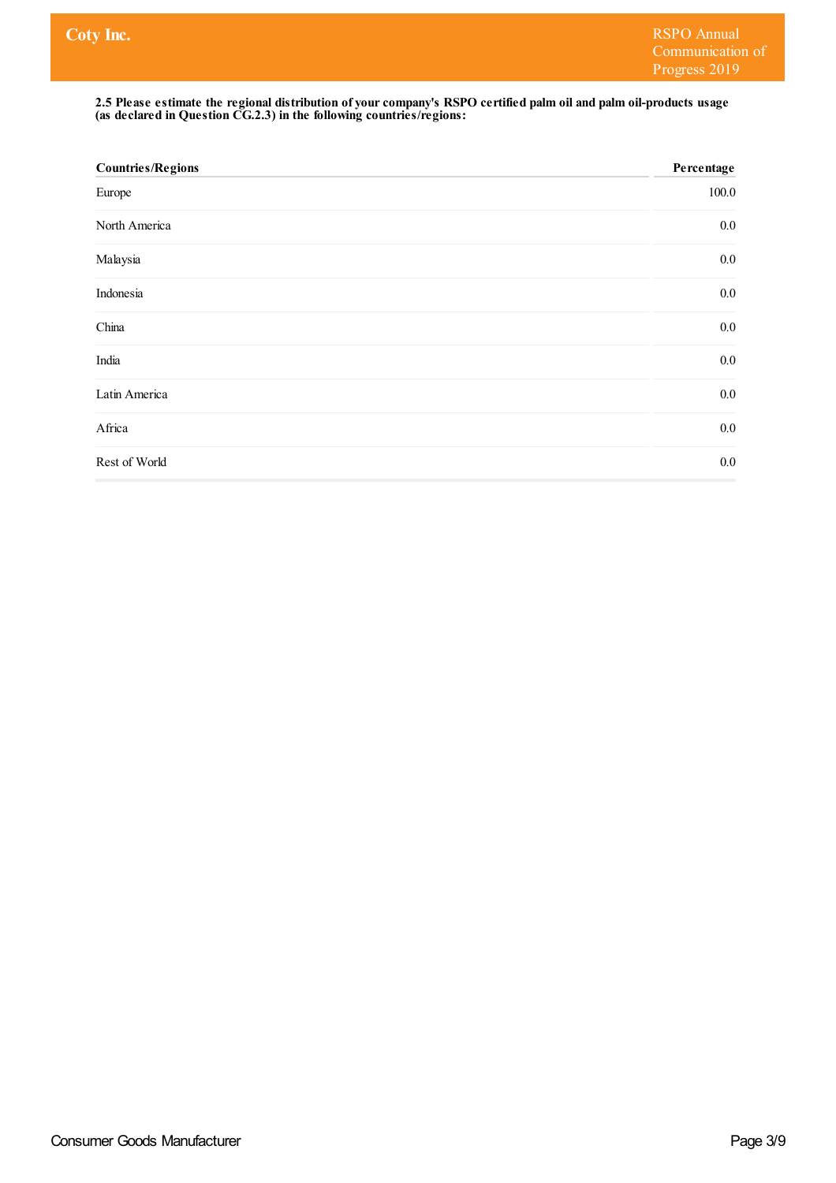**2.5 Please estimate the regional distribution of your company's RSPO certified palm oil and palm oil-products usage (as declared in Question CG.2.3) in the following countries/regions:**

| Countries/Regions | Percentage |
|---|---|
| Europe | 100.0 |
| North America | 0.0 |
| Malaysia | 0.0 |
| Indonesia | 0.0 |
| China | 0.0 |
| India | 0.0 |
| Latin America | 0.0 |
| Africa | 0.0 |
| Rest of World | 0.0 |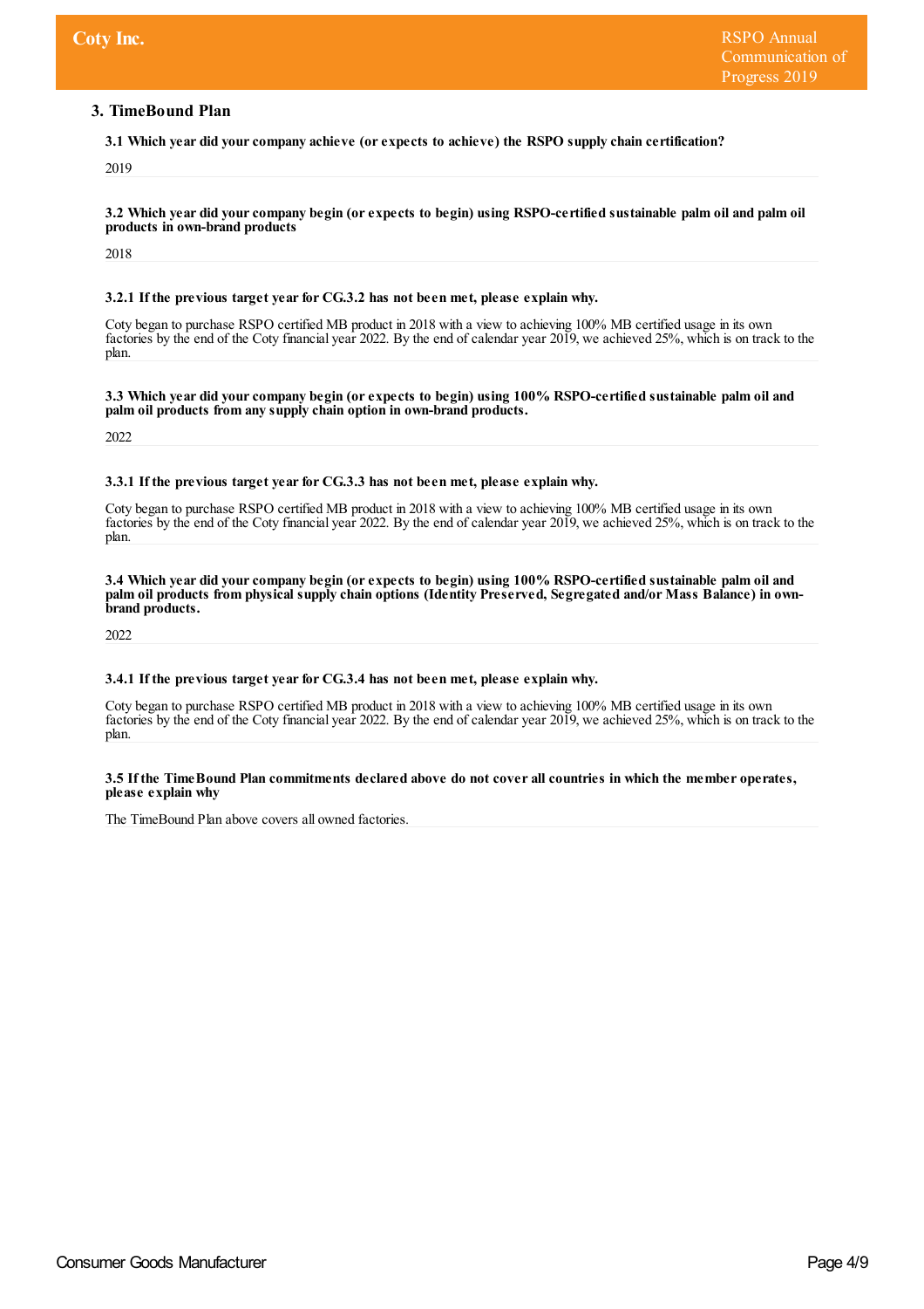## 3. TimeBound Plan

**3.1 Which year did your company achieve (or expects to achieve) the RSPO supply chain certification?**

2019

**3.2 Which year did your company begin (or expects to begin) using RSPO-certified sustainable palm oil and palm oil products in own-brand products**

2018

**3.2.1 If the previous target year for CG.3.2 has not been met, please explain why.**

Coty began to purchase RSPO certified MB product in 2018 with a view to achieving 100% MB certified usage in its own factories by the end of the Coty financial year 2022. By the end of calendar year 2019, we achieved 25%, which is on track to the plan.

**3.3 Which year did your company begin (or expects to begin) using 100% RSPO-certified sustainable palm oil and palm oil products from any supply chain option in own-brand products.**

2022

**3.3.1 If the previous target year for CG.3.3 has not been met, please explain why.**

Coty began to purchase RSPO certified MB product in 2018 with a view to achieving 100% MB certified usage in its own factories by the end of the Coty financial year 2022. By the end of calendar year 2019, we achieved 25%, which is on track to the plan.

**3.4 Which year did your company begin (or expects to begin) using 100% RSPO-certified sustainable palm oil and palm oil products from physical supply chain options (Identity Preserved, Segregated and/or Mass Balance) in own-brand products.**

2022

**3.4.1 If the previous target year for CG.3.4 has not been met, please explain why.**

Coty began to purchase RSPO certified MB product in 2018 with a view to achieving 100% MB certified usage in its own factories by the end of the Coty financial year 2022. By the end of calendar year 2019, we achieved 25%, which is on track to the plan.

**3.5 If the TimeBound Plan commitments declared above do not cover all countries in which the member operates, please explain why**

The TimeBound Plan above covers all owned factories.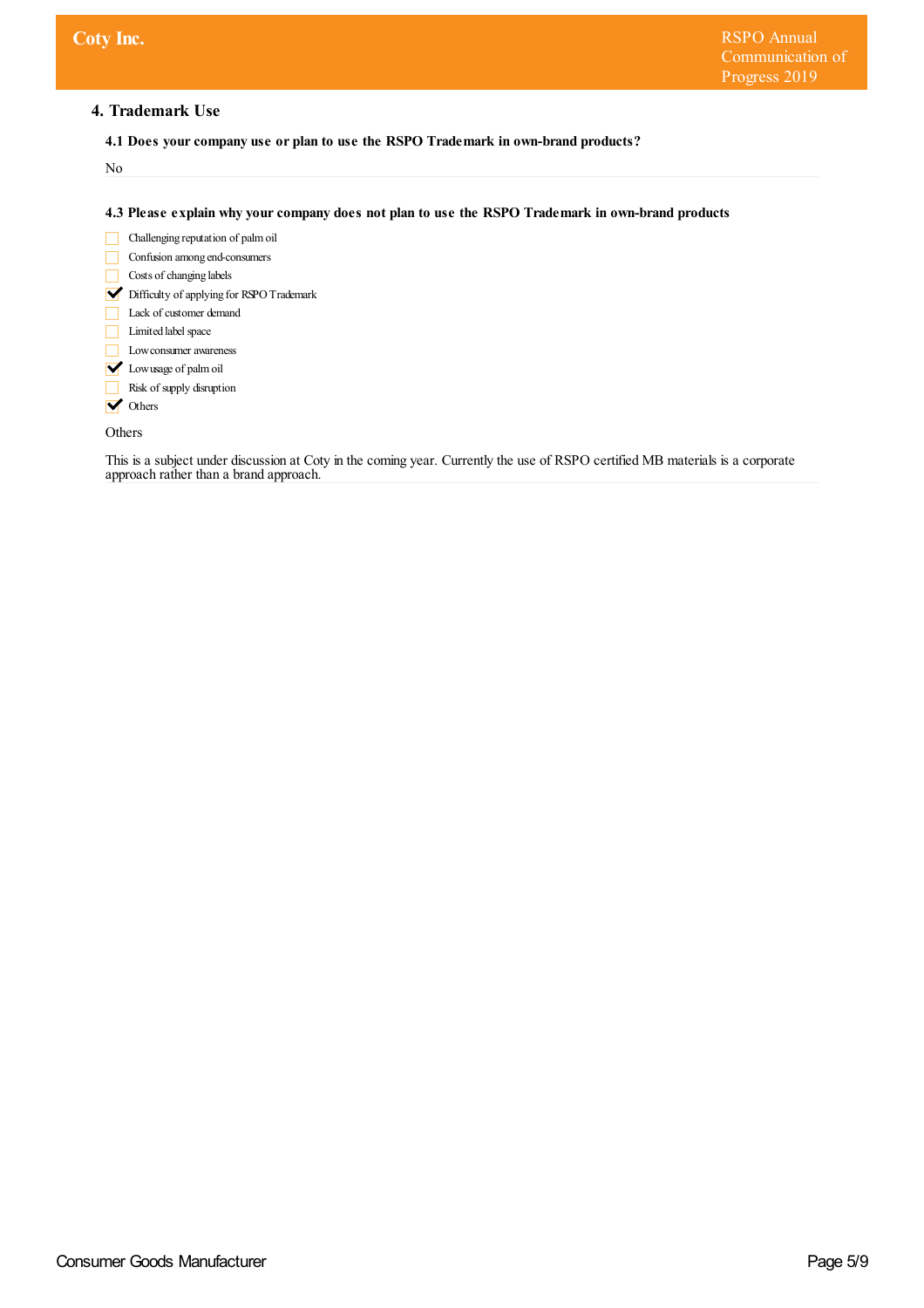## 4. Trademark Use

**4.1 Does your company use or plan to use the RSPO Trademark in own-brand products?**

No

**4.3 Please explain why your company does not plan to use the RSPO Trademark in own-brand products**

- [ ] Challenging reputation of palm oil
- [ ] Confusion among end-consumers
- [ ] Costs of changing labels
- [x] Difficulty of applying for RSPO Trademark
- [ ] Lack of customer demand
- [ ] Limited label space
- [ ] Low consumer awareness
- [x] Low usage of palm oil
- [ ] Risk of supply disruption
- [x] Others

Others

This is a subject under discussion at Coty in the coming year. Currently the use of RSPO certified MB materials is a corporate approach rather than a brand approach.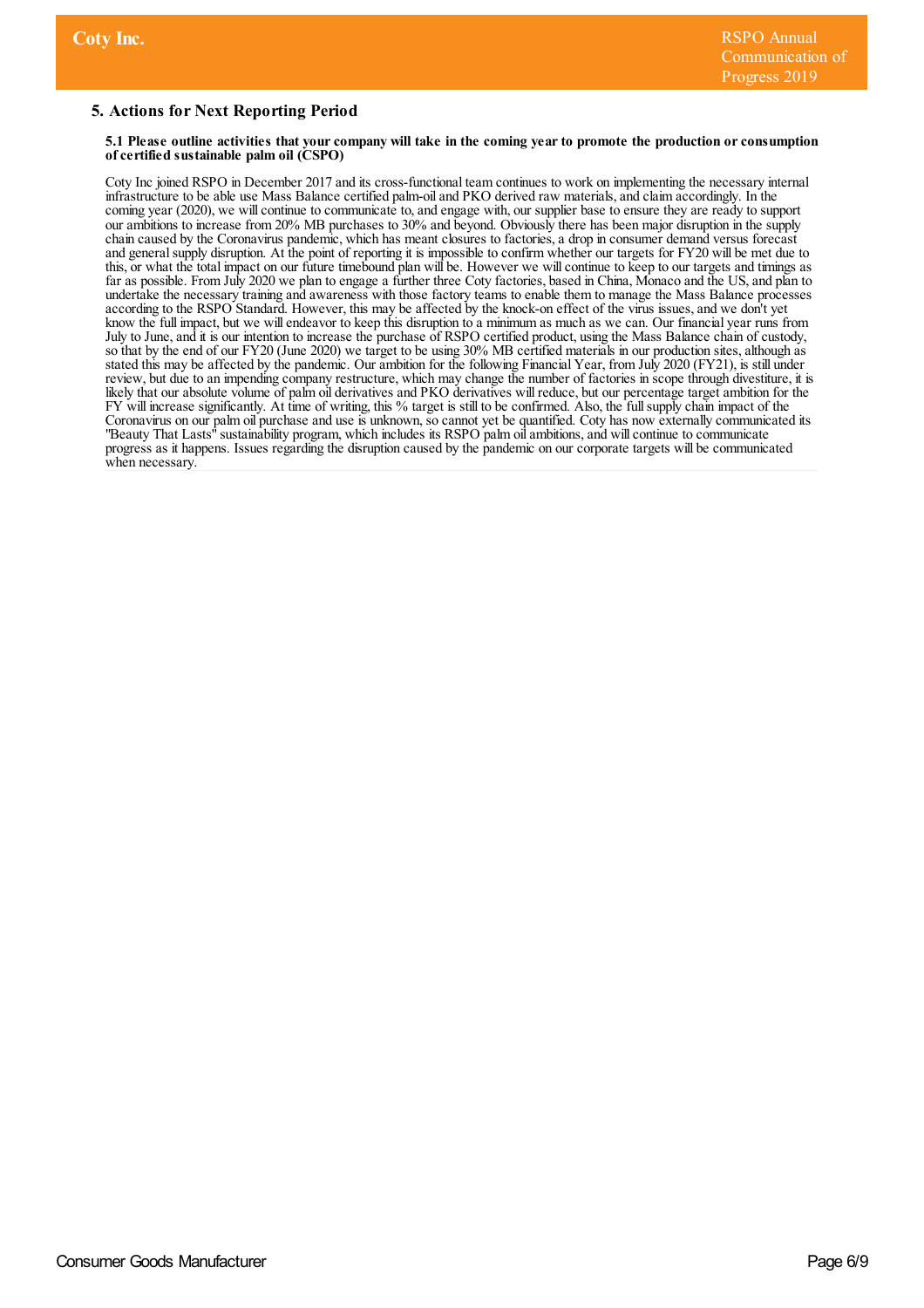## 5. Actions for Next Reporting Period

**5.1 Please outline activities that your company will take in the coming year to promote the production or consumption of certified sustainable palm oil (CSPO)**

Coty Inc joined RSPO in December 2017 and its cross-functional team continues to work on implementing the necessary internal infrastructure to be able use Mass Balance certified palm-oil and PKO derived raw materials, and claim accordingly. In the coming year (2020), we will continue to communicate to, and engage with, our supplier base to ensure they are ready to support our ambitions to increase from 20% MB purchases to 30% and beyond. Obviously there has been major disruption in the supply chain caused by the Coronavirus pandemic, which has meant closures to factories, a drop in consumer demand versus forecast and general supply disruption. At the point of reporting it is impossible to confirm whether our targets for FY20 will be met due to this, or what the total impact on our future timebound plan will be. However we will continue to keep to our targets and timings as far as possible. From July 2020 we plan to engage a further three Coty factories, based in China, Monaco and the US, and plan to undertake the necessary training and awareness with those factory teams to enable them to manage the Mass Balance processes according to the RSPO Standard. However, this may be affected by the knock-on effect of the virus issues, and we don't yet know the full impact, but we will endeavor to keep this disruption to a minimum as much as we can. Our financial year runs from July to June, and it is our intention to increase the purchase of RSPO certified product, using the Mass Balance chain of custody, so that by the end of our FY20 (June 2020) we target to be using 30% MB certified materials in our production sites, although as stated this may be affected by the pandemic. Our ambition for the following Financial Year, from July 2020 (FY21), is still under review, but due to an impending company restructure, which may change the number of factories in scope through divestiture, it is likely that our absolute volume of palm oil derivatives and PKO derivatives will reduce, but our percentage target ambition for the FY will increase significantly. At time of writing, this % target is still to be confirmed. Also, the full supply chain impact of the Coronavirus on our palm oil purchase and use is unknown, so cannot yet be quantified. Coty has now externally communicated its "Beauty That Lasts" sustainability program, which includes its RSPO palm oil ambitions, and will continue to communicate progress as it happens. Issues regarding the disruption caused by the pandemic on our corporate targets will be communicated when necessary.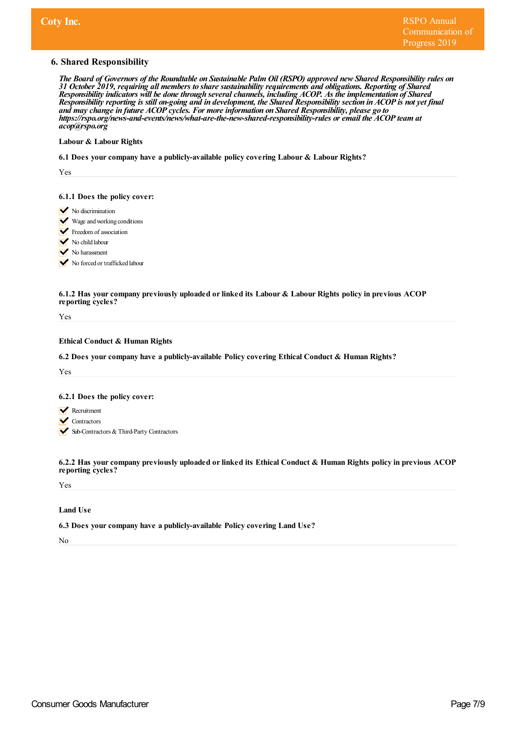## 6. Shared Responsibility

*The Board of Governors of the Roundtable on Sustainable Palm Oil (RSPO) approved new Shared Responsibility rules on 31 October 2019, requiring all members to share sustainability requirements and obligations. Reporting of Shared Responsibility indicators will be done through several channels, including ACOP. As the implementation of Shared Responsibility reporting is still on-going and in development, the Shared Responsibility section in ACOP is not yet final and may change in future ACOP cycles. For more information on Shared Responsibility, please go to https://rspo.org/news-and-events/news/what-are-the-new-shared-responsibility-rules or email the ACOP team at acop@rspo.org*

**Labour & Labour Rights**

**6.1 Does your company have a publicly-available policy covering Labour & Labour Rights?**

Yes

**6.1.1 Does the policy cover:**

- [x] No discrimination
- [x] Wage and working conditions
- [x] Freedom of association
- [x] No child labour
- [x] No harassment
- [x] No forced or trafficked labour

**6.1.2 Has your company previously uploaded or linked its Labour & Labour Rights policy in previous ACOP reporting cycles?**

Yes

**Ethical Conduct & Human Rights**

**6.2 Does your company have a publicly-available Policy covering Ethical Conduct & Human Rights?**

Yes

**6.2.1 Does the policy cover:**

- [x] Recruitment
- [x] Contractors
- [x] Sub-Contractors & Third-Party Contractors

**6.2.2 Has your company previously uploaded or linked its Ethical Conduct & Human Rights policy in previous ACOP reporting cycles?**

Yes

**Land Use**

**6.3 Does your company have a publicly-available Policy covering Land Use?**

No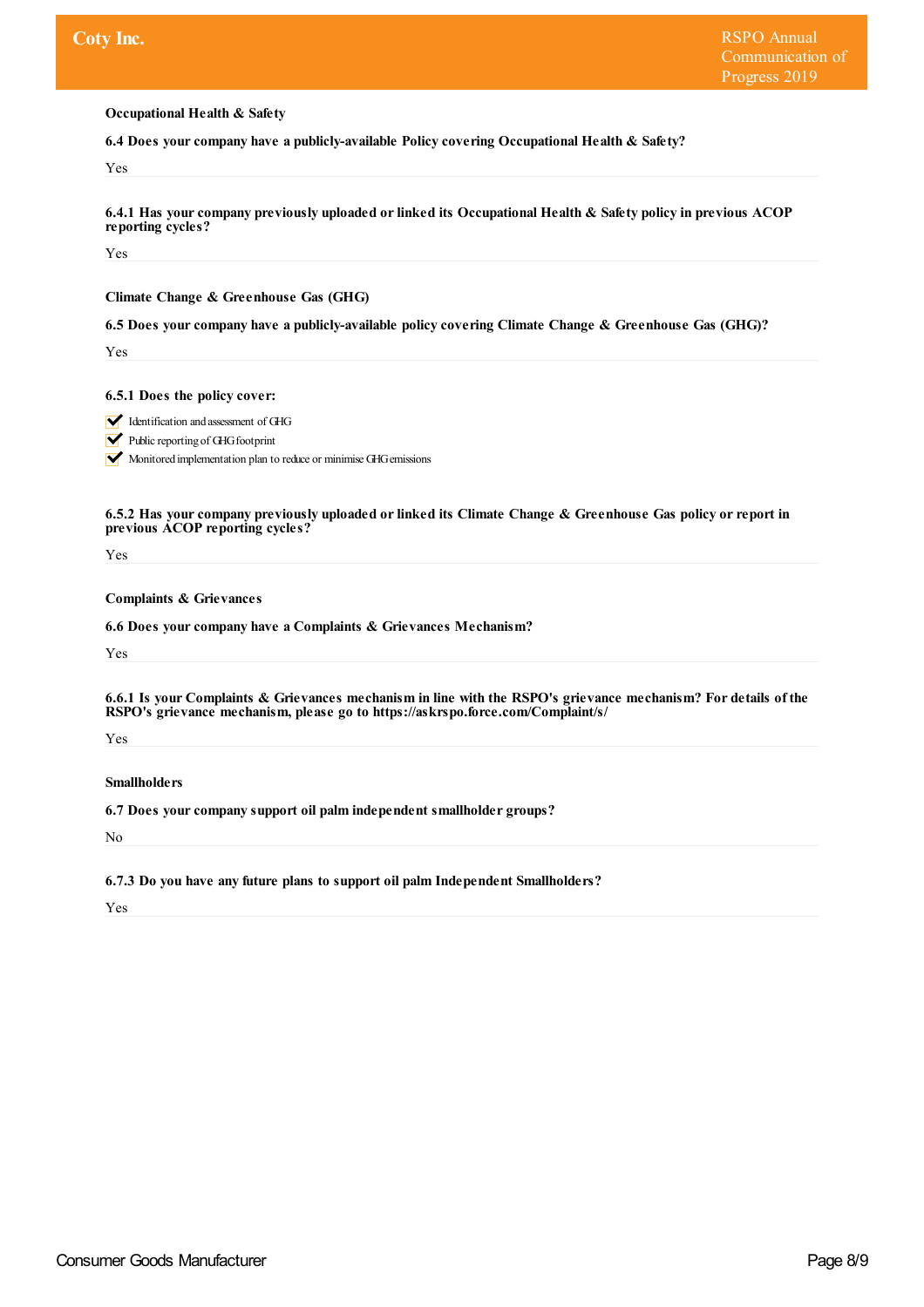### Occupational Health & Safety

**6.4 Does your company have a publicly-available Policy covering Occupational Health & Safety?**

Yes

**6.4.1 Has your company previously uploaded or linked its Occupational Health & Safety policy in previous ACOP reporting cycles?**

Yes

### Climate Change & Greenhouse Gas (GHG)

**6.5 Does your company have a publicly-available policy covering Climate Change & Greenhouse Gas (GHG)?**

Yes

**6.5.1 Does the policy cover:**

- ✔ Identification and assessment of GHG
- ✔ Public reporting of GHG footprint
- ✔ Monitored implementation plan to reduce or minimise GHG emissions

**6.5.2 Has your company previously uploaded or linked its Climate Change & Greenhouse Gas policy or report in previous ACOP reporting cycles?**

Yes

### Complaints & Grievances

**6.6 Does your company have a Complaints & Grievances Mechanism?**

Yes

**6.6.1 Is your Complaints & Grievances mechanism in line with the RSPO's grievance mechanism? For details of the RSPO's grievance mechanism, please go to https://askrspo.force.com/Complaint/s/**

Yes

### Smallholders

**6.7 Does your company support oil palm independent smallholder groups?**

No

**6.7.3 Do you have any future plans to support oil palm Independent Smallholders?**

Yes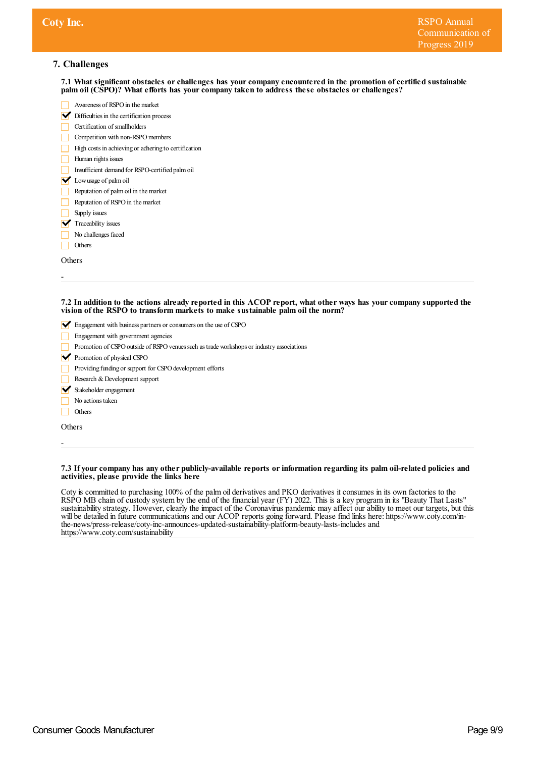## 7. Challenges

**7.1 What significant obstacles or challenges has your company encountered in the promotion of certified sustainable palm oil (CSPO)? What efforts has your company taken to address these obstacles or challenges?**

- [ ] Awareness of RSPO in the market
- [x] Difficulties in the certification process
- [ ] Certification of smallholders
- [ ] Competition with non-RSPO members
- [ ] High costs in achieving or adhering to certification
- [ ] Human rights issues
- [ ] Insufficient demand for RSPO-certified palm oil
- [x] Low usage of palm oil
- [ ] Reputation of palm oil in the market
- [ ] Reputation of RSPO in the market
- [ ] Supply issues
- [x] Traceability issues
- [ ] No challenges faced
- [ ] Others

Others

-

**7.2 In addition to the actions already reported in this ACOP report, what other ways has your company supported the vision of the RSPO to transform markets to make sustainable palm oil the norm?**

- [x] Engagement with business partners or consumers on the use of CSPO
- [ ] Engagement with government agencies
- [ ] Promotion of CSPO outside of RSPO venues such as trade workshops or industry associations
- [x] Promotion of physical CSPO
- [ ] Providing funding or support for CSPO development efforts
- [ ] Research & Development support
- [x] Stakeholder engagement
- [ ] No actions taken
- [ ] Others

Others

-

**7.3 If your company has any other publicly-available reports or information regarding its palm oil-related policies and activities, please provide the links here**

Coty is committed to purchasing 100% of the palm oil derivatives and PKO derivatives it consumes in its own factories to the RSPO MB chain of custody system by the end of the financial year (FY) 2022. This is a key program in its "Beauty That Lasts" sustainability strategy. However, clearly the impact of the Coronavirus pandemic may affect our ability to meet our targets, but this will be detailed in future communications and our ACOP reports going forward. Please find links here: https://www.coty.com/in-the-news/press-release/coty-inc-announces-updated-sustainability-platform-beauty-lasts-includes and https://www.coty.com/sustainability